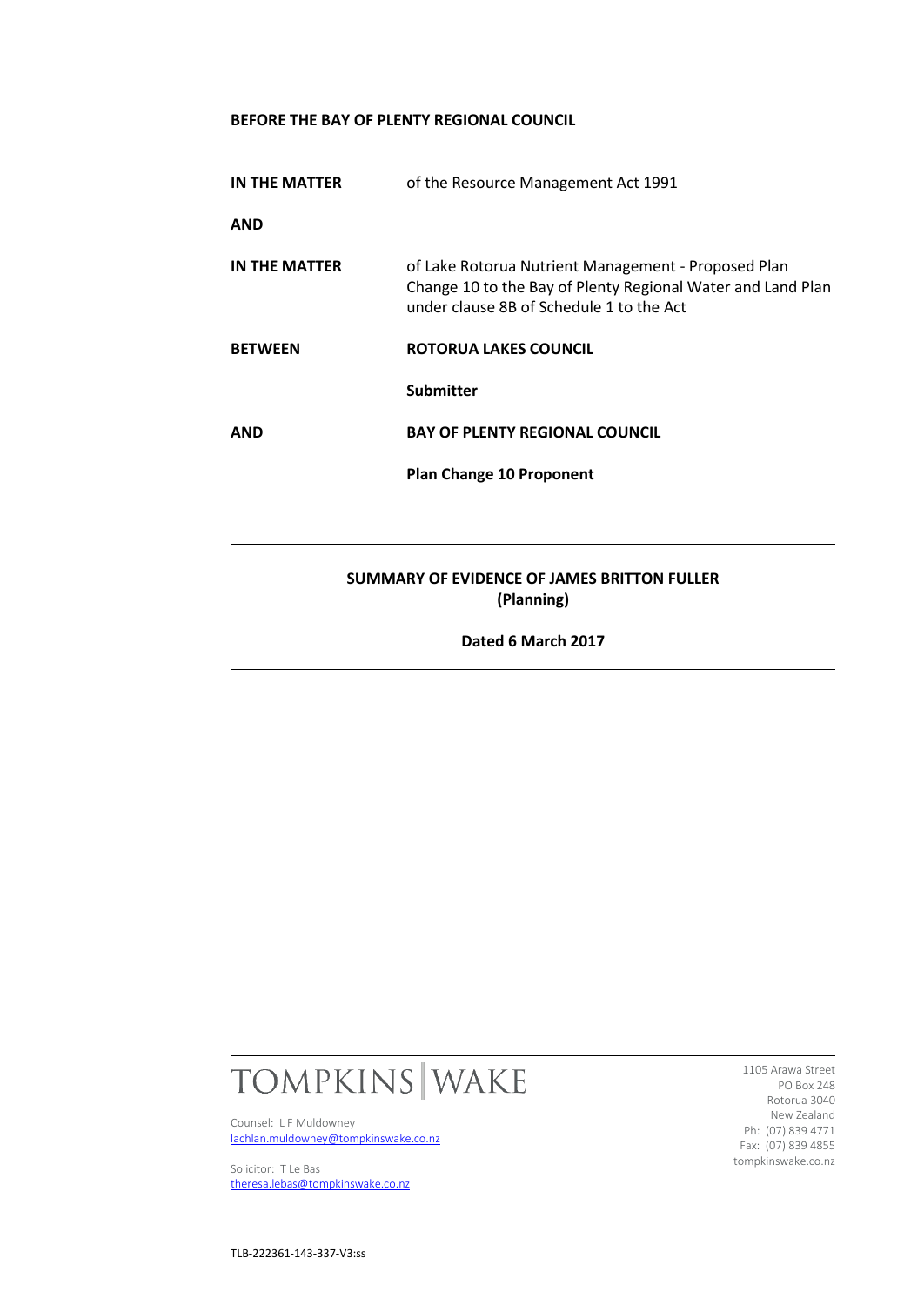**BEFORE THE BAY OF PLENTY REGIONAL COUNCIL**

| | |
|---|---|
| **IN THE MATTER** | of the Resource Management Act 1991 |
| **AND** | |
| **IN THE MATTER** | of Lake Rotorua Nutrient Management - Proposed Plan Change 10 to the Bay of Plenty Regional Water and Land Plan under clause 8B of Schedule 1 to the Act |
| **BETWEEN** | **ROTORUA LAKES COUNCIL** |
| | **Submitter** |
| **AND** | **BAY OF PLENTY REGIONAL COUNCIL** |
| | **Plan Change 10 Proponent** |

---

**SUMMARY OF EVIDENCE OF JAMES BRITTON FULLER**
**(Planning)**

**Dated 6 March 2017**

---

TOMPKINS | WAKE

Counsel: L F Muldowney
lachlan.muldowney@tompkinswake.co.nz

Solicitor: T Le Bas
theresa.lebas@tompkinswake.co.nz

1105 Arawa Street
PO Box 248
Rotorua 3040
New Zealand
Ph: (07) 839 4771
Fax: (07) 839 4855
tompkinswake.co.nz

TLB-222361-143-337-V3:ss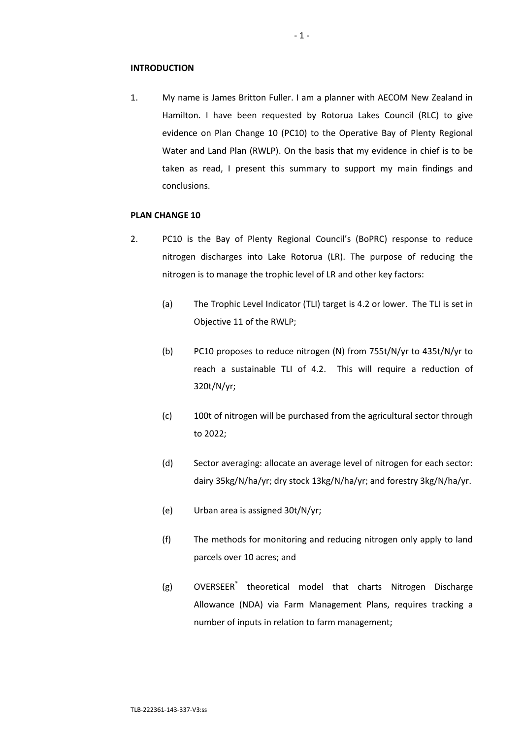## INTRODUCTION

1. My name is James Britton Fuller. I am a planner with AECOM New Zealand in Hamilton. I have been requested by Rotorua Lakes Council (RLC) to give evidence on Plan Change 10 (PC10) to the Operative Bay of Plenty Regional Water and Land Plan (RWLP). On the basis that my evidence in chief is to be taken as read, I present this summary to support my main findings and conclusions.

## PLAN CHANGE 10

2. PC10 is the Bay of Plenty Regional Council's (BoPRC) response to reduce nitrogen discharges into Lake Rotorua (LR). The purpose of reducing the nitrogen is to manage the trophic level of LR and other key factors:

   (a) The Trophic Level Indicator (TLI) target is 4.2 or lower. The TLI is set in Objective 11 of the RWLP;

   (b) PC10 proposes to reduce nitrogen (N) from 755t/N/yr to 435t/N/yr to reach a sustainable TLI of 4.2. This will require a reduction of 320t/N/yr;

   (c) 100t of nitrogen will be purchased from the agricultural sector through to 2022;

   (d) Sector averaging: allocate an average level of nitrogen for each sector: dairy 35kg/N/ha/yr; dry stock 13kg/N/ha/yr; and forestry 3kg/N/ha/yr.

   (e) Urban area is assigned 30t/N/yr;

   (f) The methods for monitoring and reducing nitrogen only apply to land parcels over 10 acres; and

   (g) OVERSEER® theoretical model that charts Nitrogen Discharge Allowance (NDA) via Farm Management Plans, requires tracking a number of inputs in relation to farm management;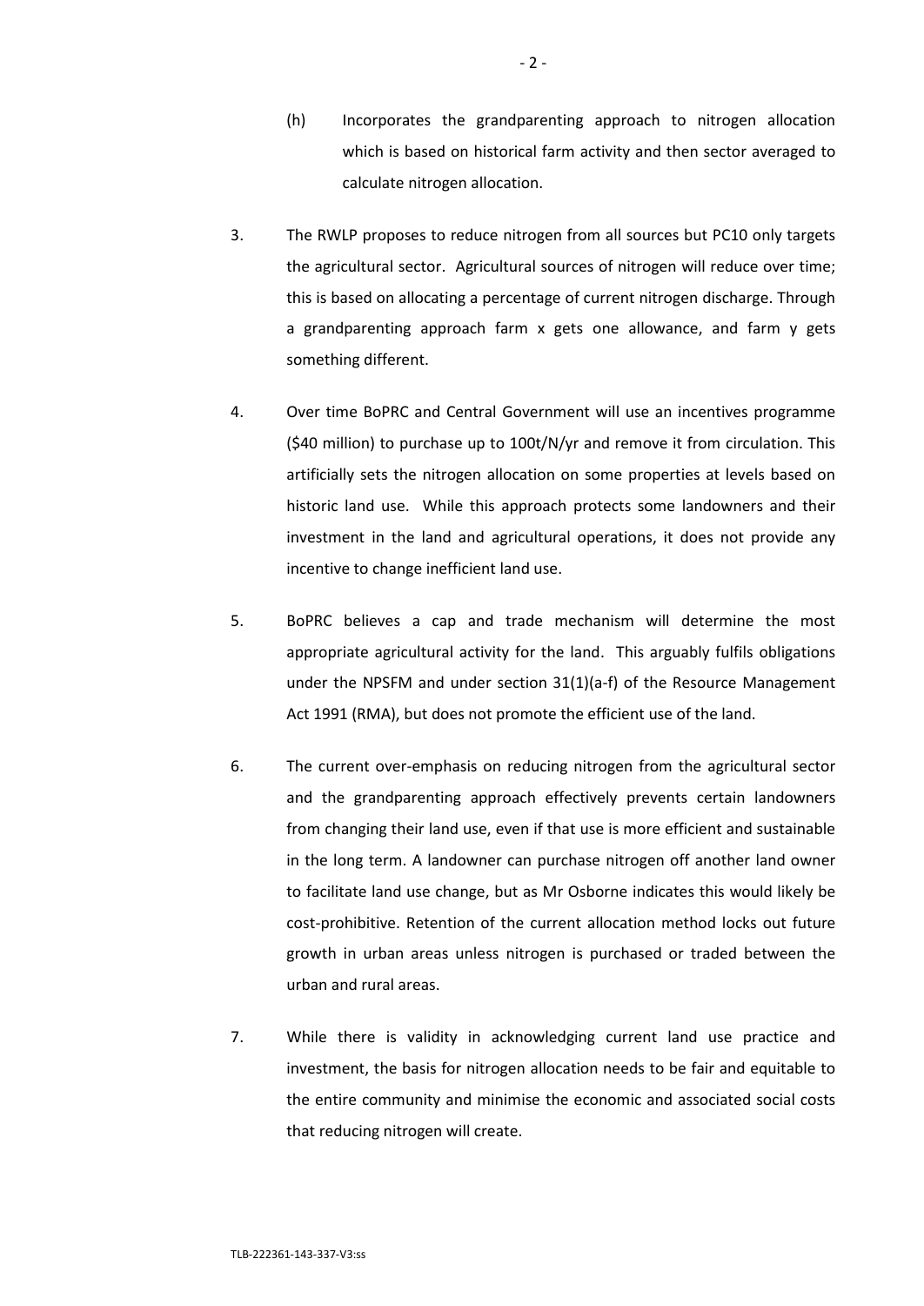(h) Incorporates the grandparenting approach to nitrogen allocation which is based on historical farm activity and then sector averaged to calculate nitrogen allocation.

3. The RWLP proposes to reduce nitrogen from all sources but PC10 only targets the agricultural sector. Agricultural sources of nitrogen will reduce over time; this is based on allocating a percentage of current nitrogen discharge. Through a grandparenting approach farm x gets one allowance, and farm y gets something different.

4. Over time BoPRC and Central Government will use an incentives programme ($40 million) to purchase up to 100t/N/yr and remove it from circulation. This artificially sets the nitrogen allocation on some properties at levels based on historic land use. While this approach protects some landowners and their investment in the land and agricultural operations, it does not provide any incentive to change inefficient land use.

5. BoPRC believes a cap and trade mechanism will determine the most appropriate agricultural activity for the land. This arguably fulfils obligations under the NPSFM and under section 31(1)(a-f) of the Resource Management Act 1991 (RMA), but does not promote the efficient use of the land.

6. The current over-emphasis on reducing nitrogen from the agricultural sector and the grandparenting approach effectively prevents certain landowners from changing their land use, even if that use is more efficient and sustainable in the long term. A landowner can purchase nitrogen off another land owner to facilitate land use change, but as Mr Osborne indicates this would likely be cost-prohibitive. Retention of the current allocation method locks out future growth in urban areas unless nitrogen is purchased or traded between the urban and rural areas.

7. While there is validity in acknowledging current land use practice and investment, the basis for nitrogen allocation needs to be fair and equitable to the entire community and minimise the economic and associated social costs that reducing nitrogen will create.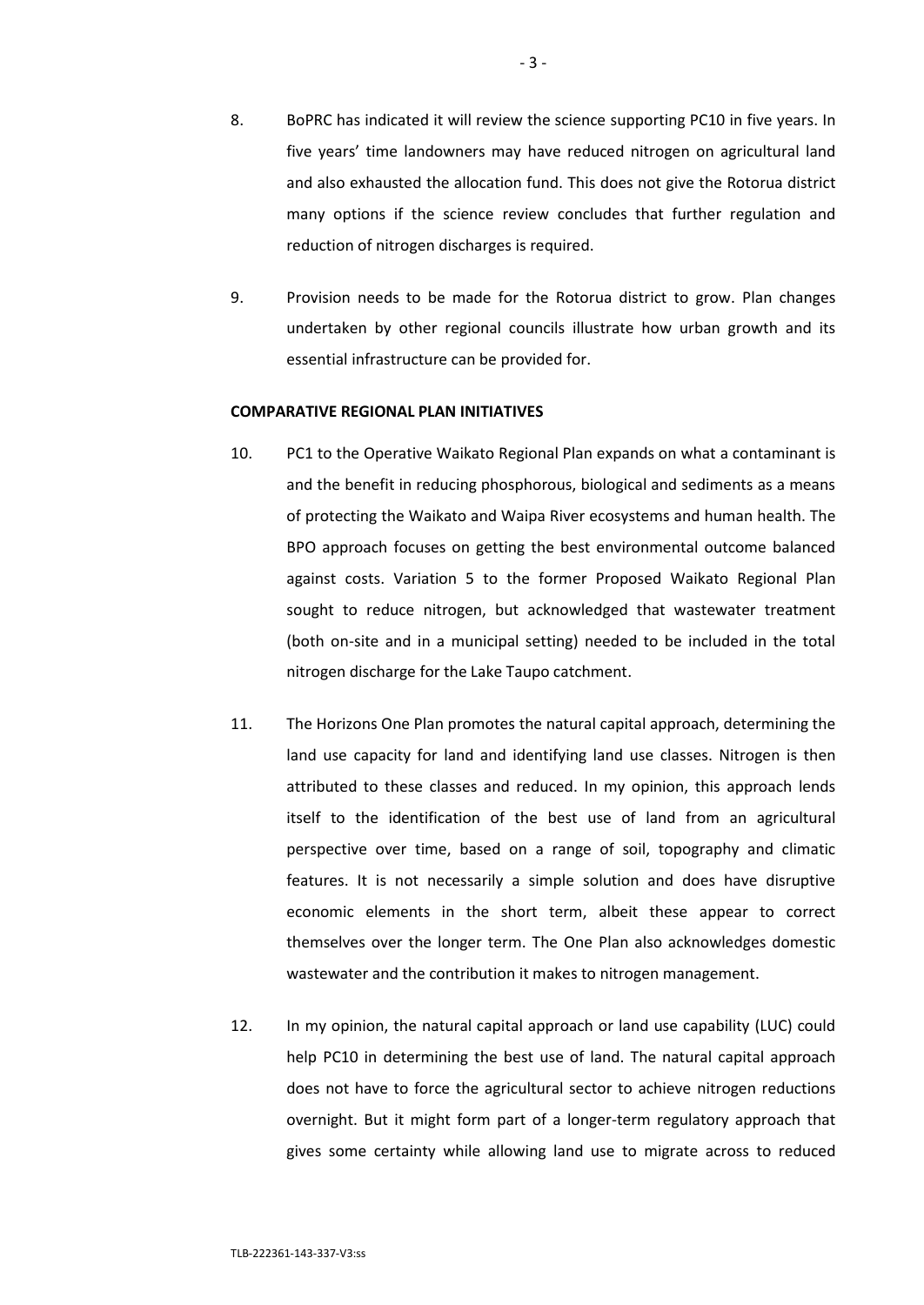8. BoPRC has indicated it will review the science supporting PC10 in five years. In five years' time landowners may have reduced nitrogen on agricultural land and also exhausted the allocation fund. This does not give the Rotorua district many options if the science review concludes that further regulation and reduction of nitrogen discharges is required.

9. Provision needs to be made for the Rotorua district to grow. Plan changes undertaken by other regional councils illustrate how urban growth and its essential infrastructure can be provided for.

**COMPARATIVE REGIONAL PLAN INITIATIVES**

10. PC1 to the Operative Waikato Regional Plan expands on what a contaminant is and the benefit in reducing phosphorous, biological and sediments as a means of protecting the Waikato and Waipa River ecosystems and human health. The BPO approach focuses on getting the best environmental outcome balanced against costs. Variation 5 to the former Proposed Waikato Regional Plan sought to reduce nitrogen, but acknowledged that wastewater treatment (both on-site and in a municipal setting) needed to be included in the total nitrogen discharge for the Lake Taupo catchment.

11. The Horizons One Plan promotes the natural capital approach, determining the land use capacity for land and identifying land use classes. Nitrogen is then attributed to these classes and reduced. In my opinion, this approach lends itself to the identification of the best use of land from an agricultural perspective over time, based on a range of soil, topography and climatic features. It is not necessarily a simple solution and does have disruptive economic elements in the short term, albeit these appear to correct themselves over the longer term. The One Plan also acknowledges domestic wastewater and the contribution it makes to nitrogen management.

12. In my opinion, the natural capital approach or land use capability (LUC) could help PC10 in determining the best use of land. The natural capital approach does not have to force the agricultural sector to achieve nitrogen reductions overnight. But it might form part of a longer-term regulatory approach that gives some certainty while allowing land use to migrate across to reduced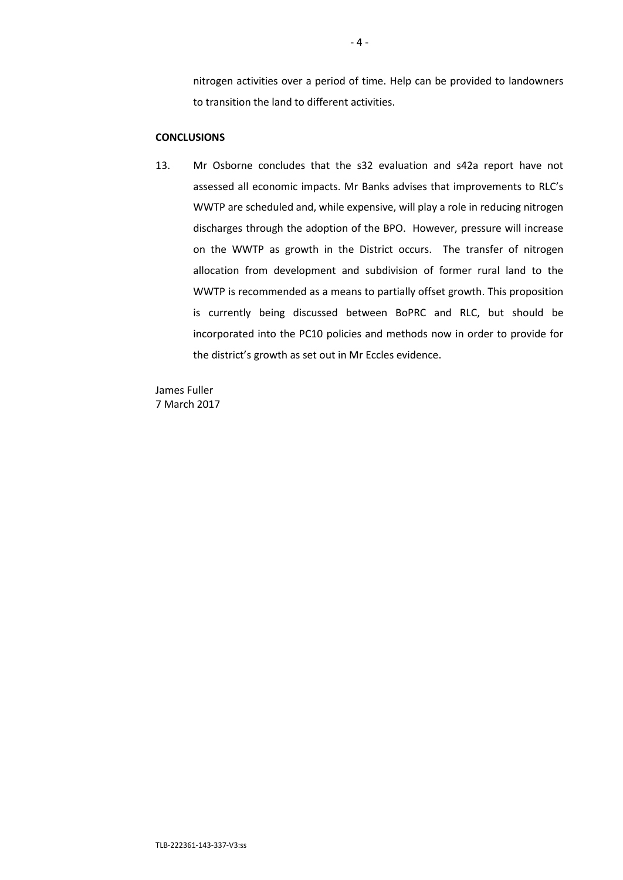nitrogen activities over a period of time. Help can be provided to landowners to transition the land to different activities.

**CONCLUSIONS**

13. Mr Osborne concludes that the s32 evaluation and s42a report have not assessed all economic impacts. Mr Banks advises that improvements to RLC's WWTP are scheduled and, while expensive, will play a role in reducing nitrogen discharges through the adoption of the BPO. However, pressure will increase on the WWTP as growth in the District occurs. The transfer of nitrogen allocation from development and subdivision of former rural land to the WWTP is recommended as a means to partially offset growth. This proposition is currently being discussed between BoPRC and RLC, but should be incorporated into the PC10 policies and methods now in order to provide for the district's growth as set out in Mr Eccles evidence.

James Fuller
7 March 2017

TLB-222361-143-337-V3:ss